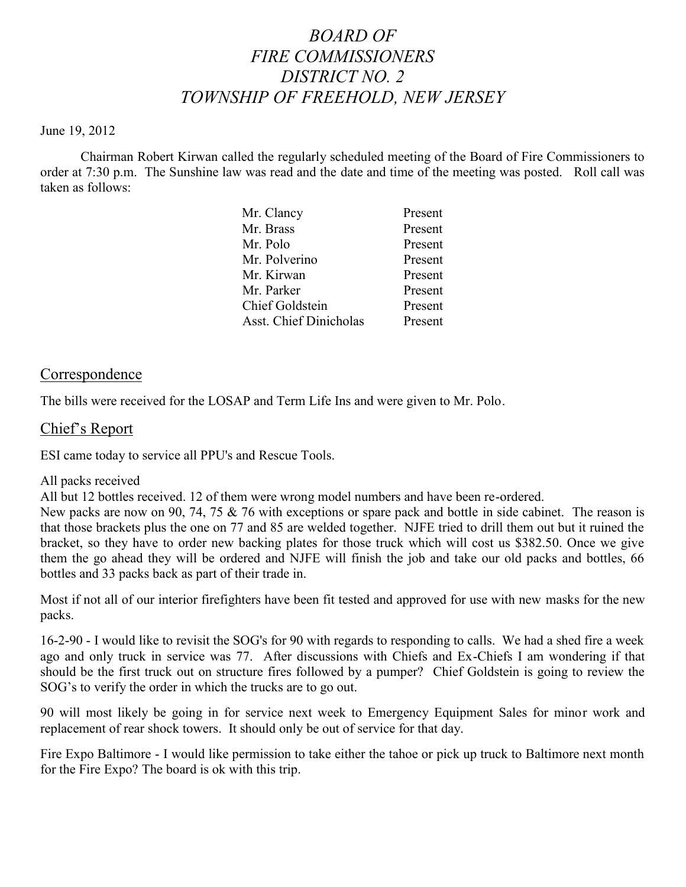# *BOARD OF FIRE COMMISSIONERS DISTRICT NO. 2 TOWNSHIP OF FREEHOLD, NEW JERSEY*

June 19, 2012

Chairman Robert Kirwan called the regularly scheduled meeting of the Board of Fire Commissioners to order at 7:30 p.m. The Sunshine law was read and the date and time of the meeting was posted. Roll call was taken as follows:

| | |
|---|---|
| Mr. Clancy | Present |
| Mr. Brass | Present |
| Mr. Polo | Present |
| Mr. Polverino | Present |
| Mr. Kirwan | Present |
| Mr. Parker | Present |
| Chief Goldstein | Present |
| Asst. Chief Dinicholas | Present |

## Correspondence

The bills were received for the LOSAP and Term Life Ins and were given to Mr. Polo.

## Chief's Report

ESI came today to service all PPU's and Rescue Tools.

All packs received

All but 12 bottles received. 12 of them were wrong model numbers and have been re-ordered.

New packs are now on 90, 74, 75 & 76 with exceptions or spare pack and bottle in side cabinet. The reason is that those brackets plus the one on 77 and 85 are welded together. NJFE tried to drill them out but it ruined the bracket, so they have to order new backing plates for those truck which will cost us $382.50. Once we give them the go ahead they will be ordered and NJFE will finish the job and take our old packs and bottles, 66 bottles and 33 packs back as part of their trade in.

Most if not all of our interior firefighters have been fit tested and approved for use with new masks for the new packs.

16-2-90 - I would like to revisit the SOG's for 90 with regards to responding to calls. We had a shed fire a week ago and only truck in service was 77. After discussions with Chiefs and Ex-Chiefs I am wondering if that should be the first truck out on structure fires followed by a pumper? Chief Goldstein is going to review the SOG's to verify the order in which the trucks are to go out.

90 will most likely be going in for service next week to Emergency Equipment Sales for minor work and replacement of rear shock towers. It should only be out of service for that day.

Fire Expo Baltimore - I would like permission to take either the tahoe or pick up truck to Baltimore next month for the Fire Expo? The board is ok with this trip.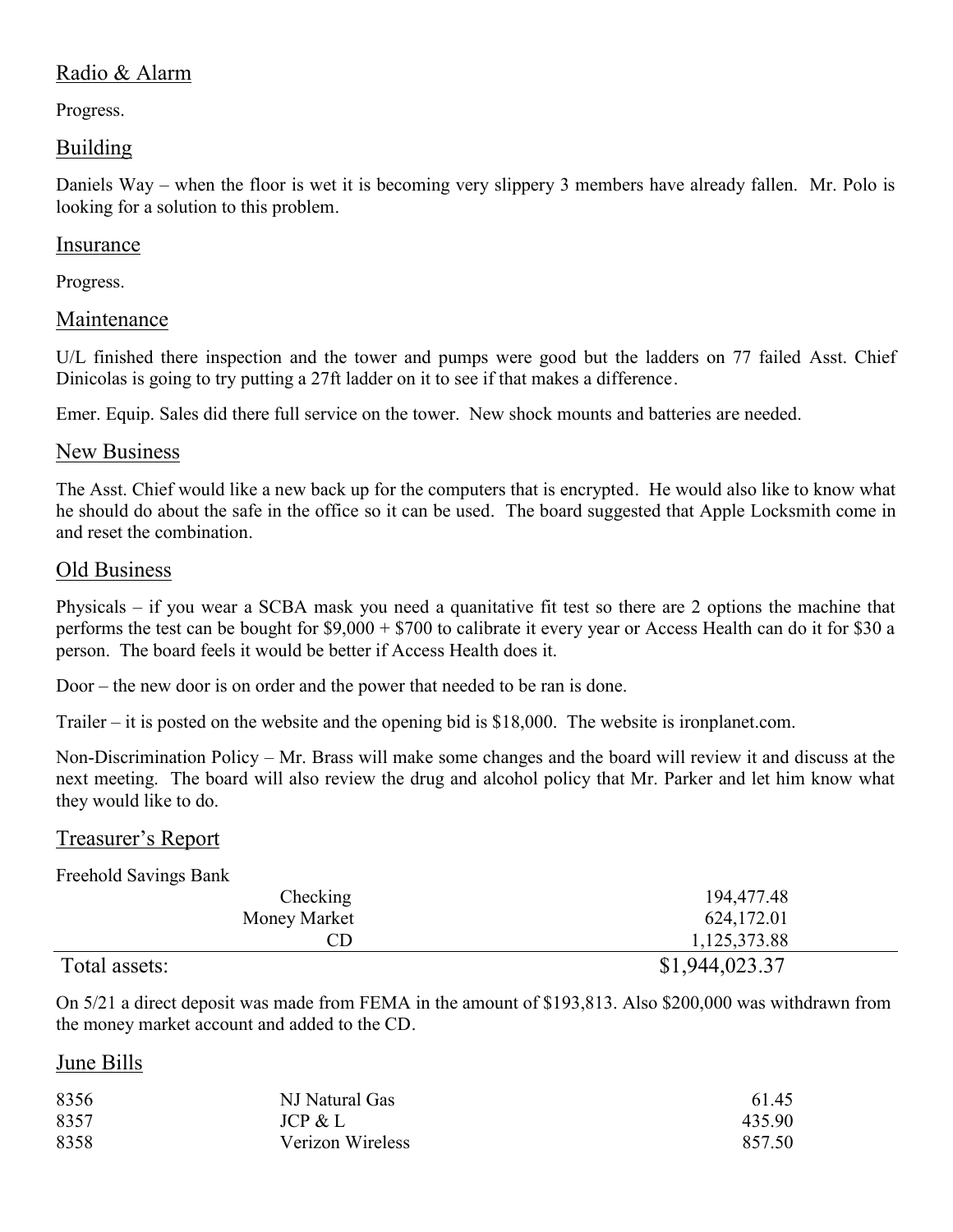## Radio & Alarm

Progress.

## Building

Daniels Way – when the floor is wet it is becoming very slippery 3 members have already fallen. Mr. Polo is looking for a solution to this problem.

## Insurance

Progress.

## Maintenance

U/L finished there inspection and the tower and pumps were good but the ladders on 77 failed Asst. Chief Dinicolas is going to try putting a 27ft ladder on it to see if that makes a difference.

Emer. Equip. Sales did there full service on the tower. New shock mounts and batteries are needed.

## New Business

The Asst. Chief would like a new back up for the computers that is encrypted. He would also like to know what he should do about the safe in the office so it can be used. The board suggested that Apple Locksmith come in and reset the combination.

## Old Business

Physicals – if you wear a SCBA mask you need a quanitative fit test so there are 2 options the machine that performs the test can be bought for $9,000 + $700 to calibrate it every year or Access Health can do it for $30 a person. The board feels it would be better if Access Health does it.

Door – the new door is on order and the power that needed to be ran is done.

Trailer – it is posted on the website and the opening bid is $18,000. The website is ironplanet.com.

Non-Discrimination Policy – Mr. Brass will make some changes and the board will review it and discuss at the next meeting. The board will also review the drug and alcohol policy that Mr. Parker and let him know what they would like to do.

## Treasurer's Report

Freehold Savings Bank

| | |
|---|---:|
| Checking | 194,477.48 |
| Money Market | 624,172.01 |
| CD | 1,125,373.88 |
| Total assets: | $1,944,023.37 |

On 5/21 a direct deposit was made from FEMA in the amount of $193,813. Also $200,000 was withdrawn from the money market account and added to the CD.

## June Bills

| | | |
|---|---|---:|
| 8356 | NJ Natural Gas | 61.45 |
| 8357 | JCP & L | 435.90 |
| 8358 | Verizon Wireless | 857.50 |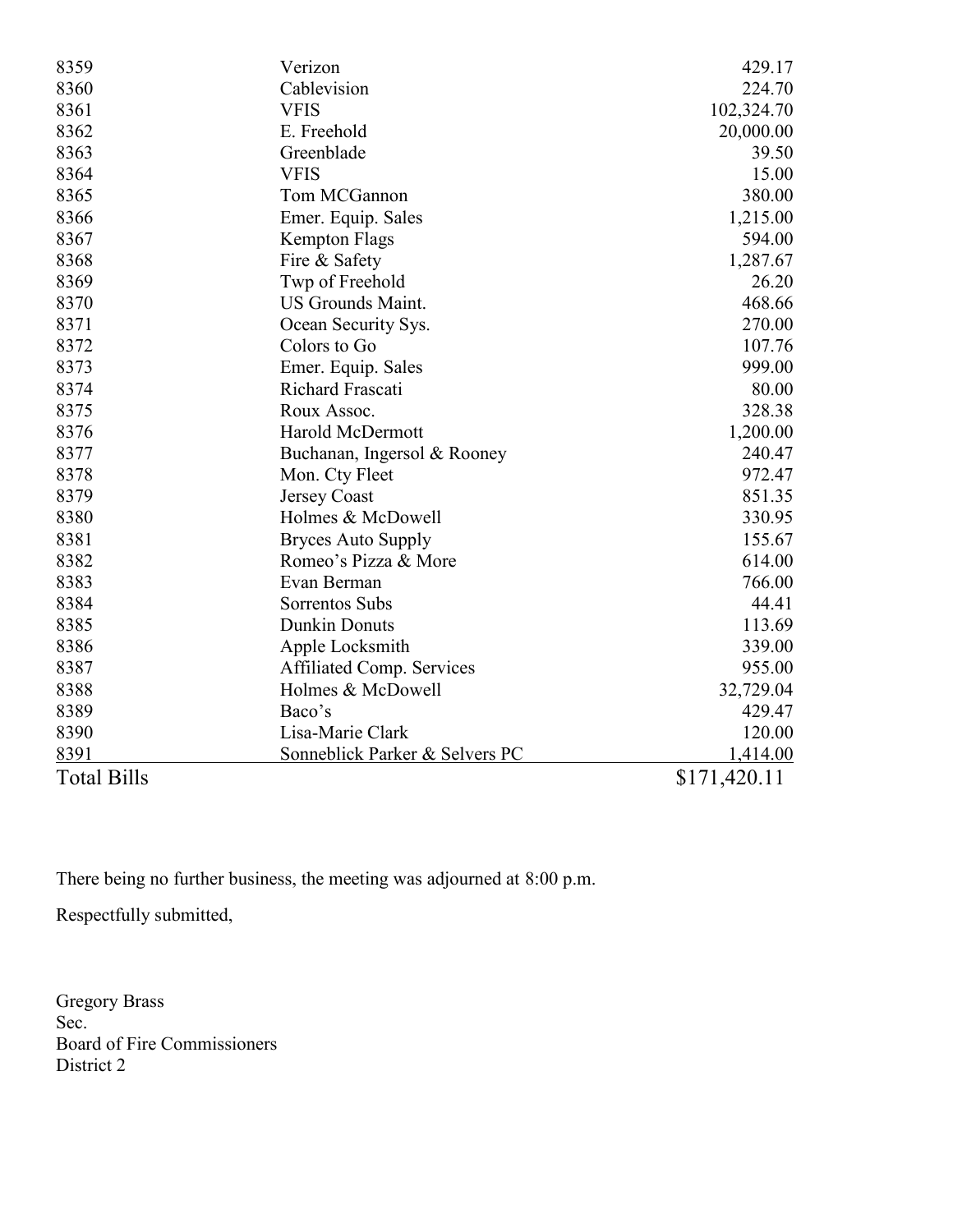| | | |
|---|---|---|
| 8359 | Verizon | 429.17 |
| 8360 | Cablevision | 224.70 |
| 8361 | VFIS | 102,324.70 |
| 8362 | E. Freehold | 20,000.00 |
| 8363 | Greenblade | 39.50 |
| 8364 | VFIS | 15.00 |
| 8365 | Tom MCGannon | 380.00 |
| 8366 | Emer. Equip. Sales | 1,215.00 |
| 8367 | Kempton Flags | 594.00 |
| 8368 | Fire & Safety | 1,287.67 |
| 8369 | Twp of Freehold | 26.20 |
| 8370 | US Grounds Maint. | 468.66 |
| 8371 | Ocean Security Sys. | 270.00 |
| 8372 | Colors to Go | 107.76 |
| 8373 | Emer. Equip. Sales | 999.00 |
| 8374 | Richard Frascati | 80.00 |
| 8375 | Roux Assoc. | 328.38 |
| 8376 | Harold McDermott | 1,200.00 |
| 8377 | Buchanan, Ingersol & Rooney | 240.47 |
| 8378 | Mon. Cty Fleet | 972.47 |
| 8379 | Jersey Coast | 851.35 |
| 8380 | Holmes & McDowell | 330.95 |
| 8381 | Bryces Auto Supply | 155.67 |
| 8382 | Romeo's Pizza & More | 614.00 |
| 8383 | Evan Berman | 766.00 |
| 8384 | Sorrentos Subs | 44.41 |
| 8385 | Dunkin Donuts | 113.69 |
| 8386 | Apple Locksmith | 339.00 |
| 8387 | Affiliated Comp. Services | 955.00 |
| 8388 | Holmes & McDowell | 32,729.04 |
| 8389 | Baco's | 429.47 |
| 8390 | Lisa-Marie Clark | 120.00 |
| 8391 | Sonneblick Parker & Selvers PC | 1,414.00 |
| Total Bills | | $171,420.11 |

There being no further business, the meeting was adjourned at 8:00 p.m.

Respectfully submitted,

Gregory Brass  
Sec.  
Board of Fire Commissioners  
District 2